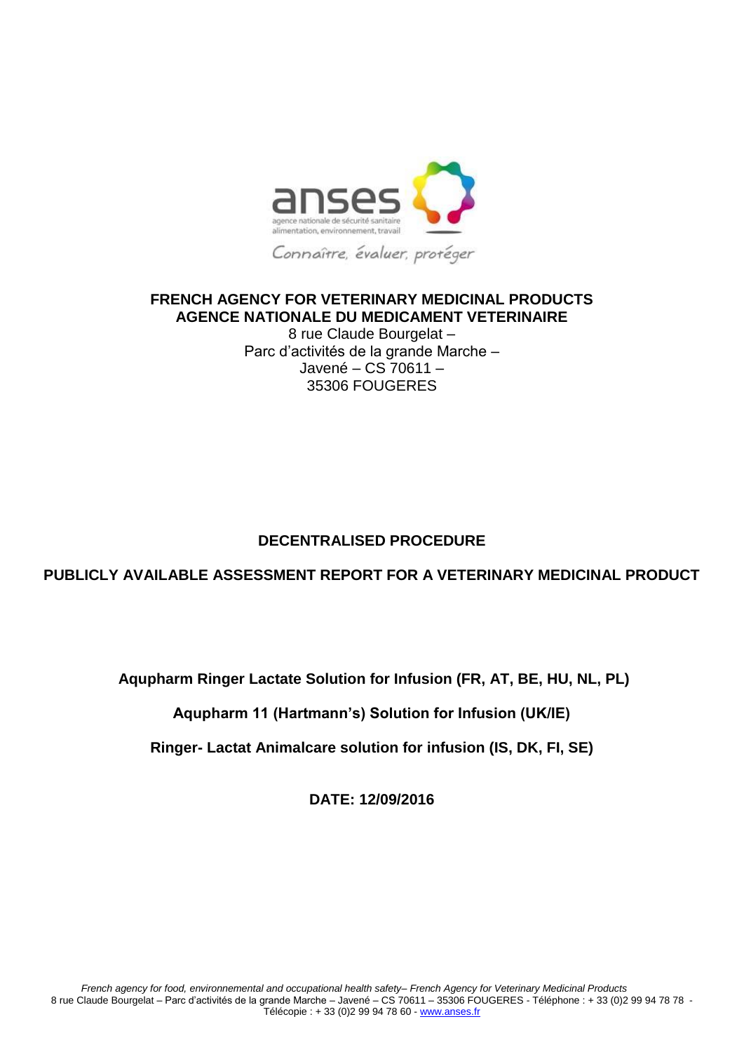anses

agence nationale de sécurité sanitaire
alimentation, environnement, travail

Connaître, évaluer, protéger

**FRENCH AGENCY FOR VETERINARY MEDICINAL PRODUCTS**
**AGENCE NATIONALE DU MEDICAMENT VETERINAIRE**

8 rue Claude Bourgelat –
Parc d'activités de la grande Marche –
Javené – CS 70611 –
35306 FOUGERES

**DECENTRALISED PROCEDURE**

**PUBLICLY AVAILABLE ASSESSMENT REPORT FOR A VETERINARY MEDICINAL PRODUCT**

**Aqupharm Ringer Lactate Solution for Infusion (FR, AT, BE, HU, NL, PL)**

**Aqupharm 11 (Hartmann's) Solution for Infusion (UK/IE)**

**Ringer- Lactat Animalcare solution for infusion (IS, DK, FI, SE)**

**DATE: 12/09/2016**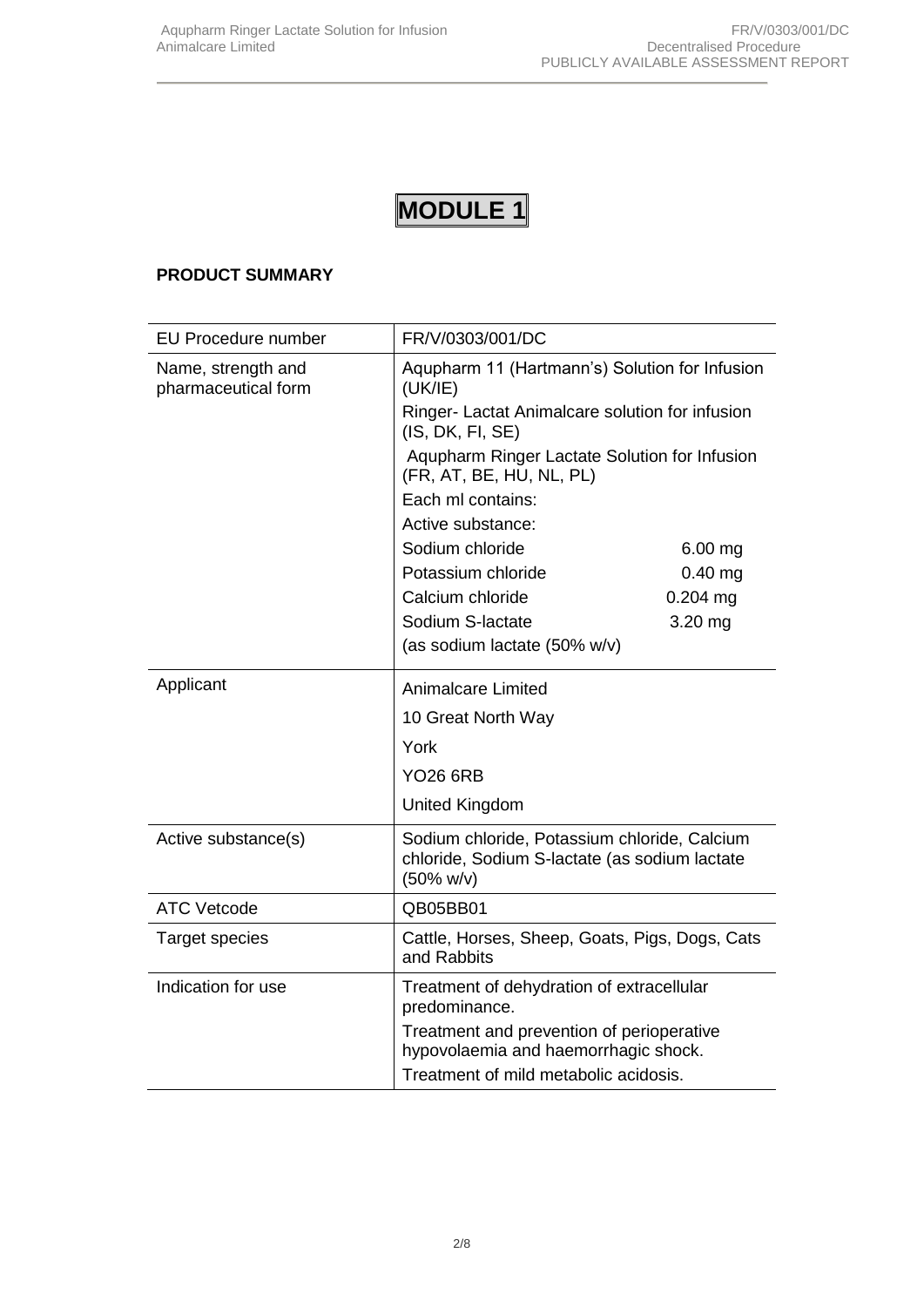# MODULE 1

**PRODUCT SUMMARY**

| EU Procedure number | FR/V/0303/001/DC |
|---|---|
| Name, strength and pharmaceutical form | Aqupharm 11 (Hartmann's) Solution for Infusion (UK/IE)<br>Ringer- Lactat Animalcare solution for infusion (IS, DK, FI, SE)<br>Aqupharm Ringer Lactate Solution for Infusion (FR, AT, BE, HU, NL, PL)<br>Each ml contains:<br>Active substance:<br>Sodium chloride 6.00 mg<br>Potassium chloride 0.40 mg<br>Calcium chloride 0.204 mg<br>Sodium S-lactate 3.20 mg<br>(as sodium lactate (50% w/v) |
| Applicant | Animalcare Limited<br>10 Great North Way<br>York<br>YO26 6RB<br>United Kingdom |
| Active substance(s) | Sodium chloride, Potassium chloride, Calcium chloride, Sodium S-lactate (as sodium lactate (50% w/v) |
| ATC Vetcode | QB05BB01 |
| Target species | Cattle, Horses, Sheep, Goats, Pigs, Dogs, Cats and Rabbits |
| Indication for use | Treatment of dehydration of extracellular predominance.<br>Treatment and prevention of perioperative hypovolaemia and haemorrhagic shock.<br>Treatment of mild metabolic acidosis. |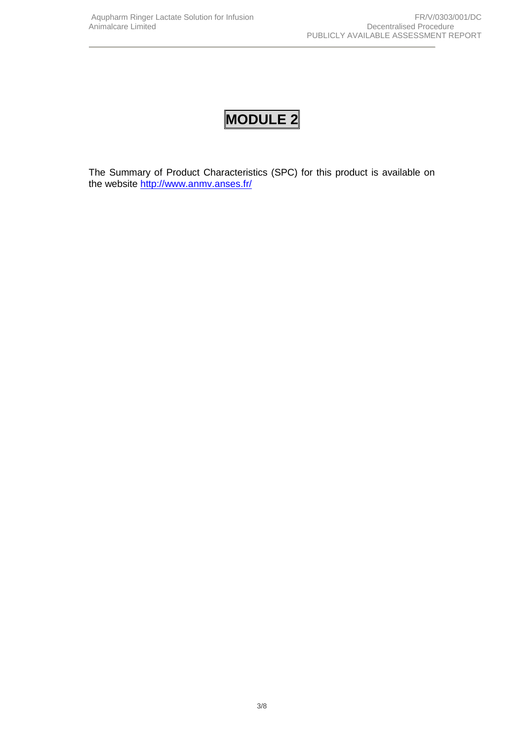# MODULE 2

The Summary of Product Characteristics (SPC) for this product is available on the website http://www.anmv.anses.fr/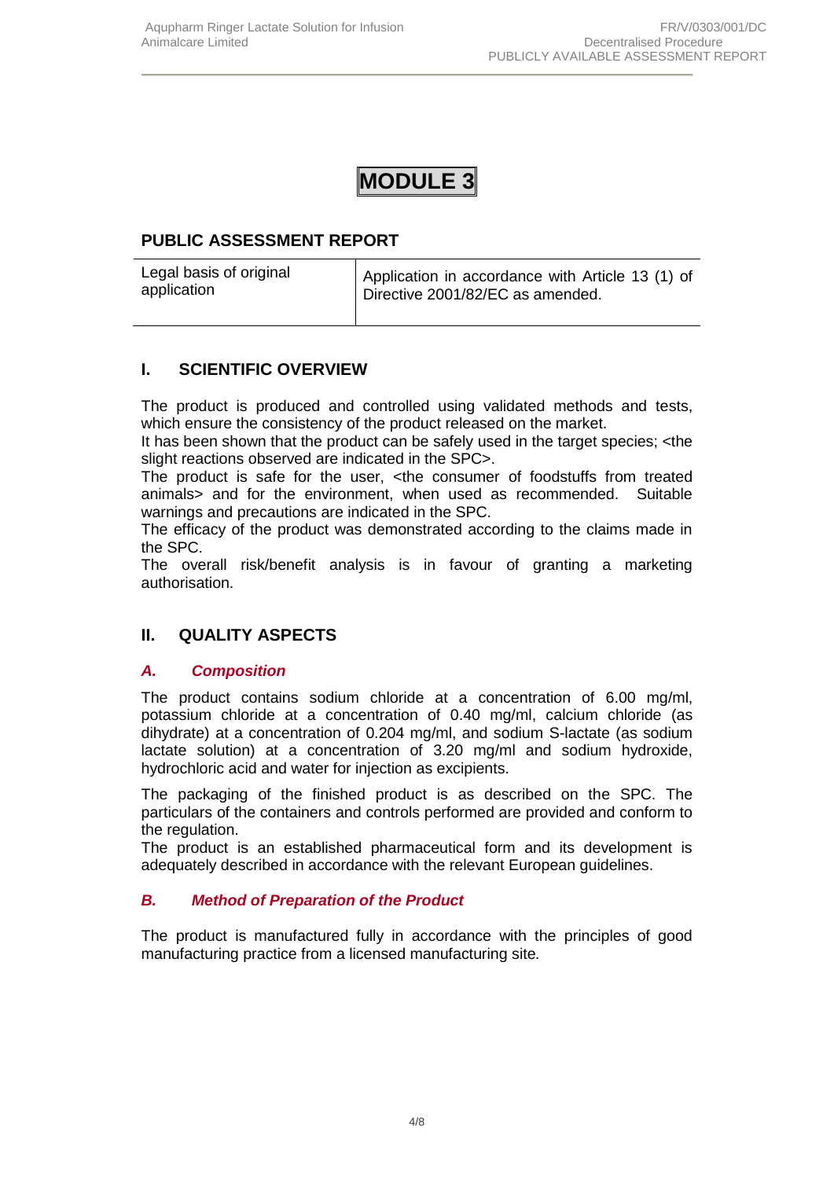# MODULE 3

## PUBLIC ASSESSMENT REPORT

| Legal basis of original application | Application in accordance with Article 13 (1) of Directive 2001/82/EC as amended. |
| --- | --- |

## I. SCIENTIFIC OVERVIEW

The product is produced and controlled using validated methods and tests, which ensure the consistency of the product released on the market.
It has been shown that the product can be safely used in the target species; <the slight reactions observed are indicated in the SPC>.
The product is safe for the user, <the consumer of foodstuffs from treated animals> and for the environment, when used as recommended. Suitable warnings and precautions are indicated in the SPC.
The efficacy of the product was demonstrated according to the claims made in the SPC.
The overall risk/benefit analysis is in favour of granting a marketing authorisation.

## II. QUALITY ASPECTS

### *A. Composition*

The product contains sodium chloride at a concentration of 6.00 mg/ml, potassium chloride at a concentration of 0.40 mg/ml, calcium chloride (as dihydrate) at a concentration of 0.204 mg/ml, and sodium S-lactate (as sodium lactate solution) at a concentration of 3.20 mg/ml and sodium hydroxide, hydrochloric acid and water for injection as excipients.

The packaging of the finished product is as described on the SPC. The particulars of the containers and controls performed are provided and conform to the regulation.
The product is an established pharmaceutical form and its development is adequately described in accordance with the relevant European guidelines.

### *B. Method of Preparation of the Product*

The product is manufactured fully in accordance with the principles of good manufacturing practice from a licensed manufacturing site*.*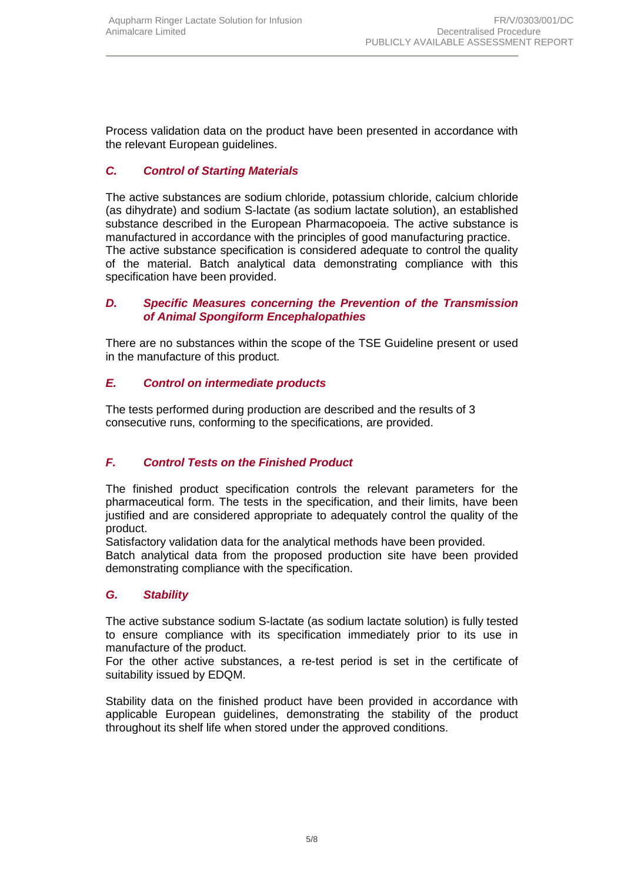Process validation data on the product have been presented in accordance with the relevant European guidelines.

### *C. Control of Starting Materials*

The active substances are sodium chloride, potassium chloride, calcium chloride (as dihydrate) and sodium S-lactate (as sodium lactate solution), an established substance described in the European Pharmacopoeia. The active substance is manufactured in accordance with the principles of good manufacturing practice.
The active substance specification is considered adequate to control the quality of the material. Batch analytical data demonstrating compliance with this specification have been provided.

### *D. Specific Measures concerning the Prevention of the Transmission of Animal Spongiform Encephalopathies*

There are no substances within the scope of the TSE Guideline present or used in the manufacture of this product.

### *E. Control on intermediate products*

The tests performed during production are described and the results of 3 consecutive runs, conforming to the specifications, are provided.

### *F. Control Tests on the Finished Product*

The finished product specification controls the relevant parameters for the pharmaceutical form. The tests in the specification, and their limits, have been justified and are considered appropriate to adequately control the quality of the product.
Satisfactory validation data for the analytical methods have been provided.
Batch analytical data from the proposed production site have been provided demonstrating compliance with the specification.

### *G. Stability*

The active substance sodium S-lactate (as sodium lactate solution) is fully tested to ensure compliance with its specification immediately prior to its use in manufacture of the product.
For the other active substances, a re-test period is set in the certificate of suitability issued by EDQM.

Stability data on the finished product have been provided in accordance with applicable European guidelines, demonstrating the stability of the product throughout its shelf life when stored under the approved conditions.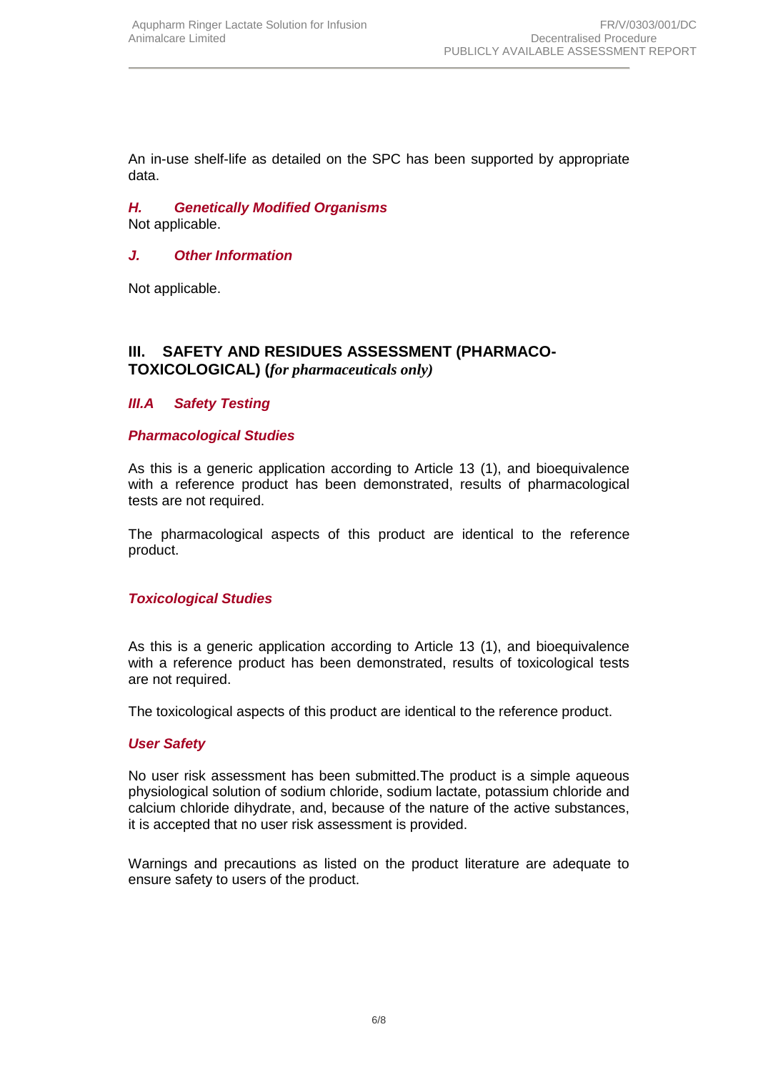An in-use shelf-life as detailed on the SPC has been supported by appropriate data.

### *H. Genetically Modified Organisms*

Not applicable.

### *J. Other Information*

Not applicable.

## III. SAFETY AND RESIDUES ASSESSMENT (PHARMACO-TOXICOLOGICAL) (*for pharmaceuticals only)*

### *III.A Safety Testing*

#### *Pharmacological Studies*

As this is a generic application according to Article 13 (1), and bioequivalence with a reference product has been demonstrated, results of pharmacological tests are not required.

The pharmacological aspects of this product are identical to the reference product.

#### *Toxicological Studies*

As this is a generic application according to Article 13 (1), and bioequivalence with a reference product has been demonstrated, results of toxicological tests are not required.

The toxicological aspects of this product are identical to the reference product.

#### *User Safety*

No user risk assessment has been submitted.The product is a simple aqueous physiological solution of sodium chloride, sodium lactate, potassium chloride and calcium chloride dihydrate, and, because of the nature of the active substances, it is accepted that no user risk assessment is provided.

Warnings and precautions as listed on the product literature are adequate to ensure safety to users of the product.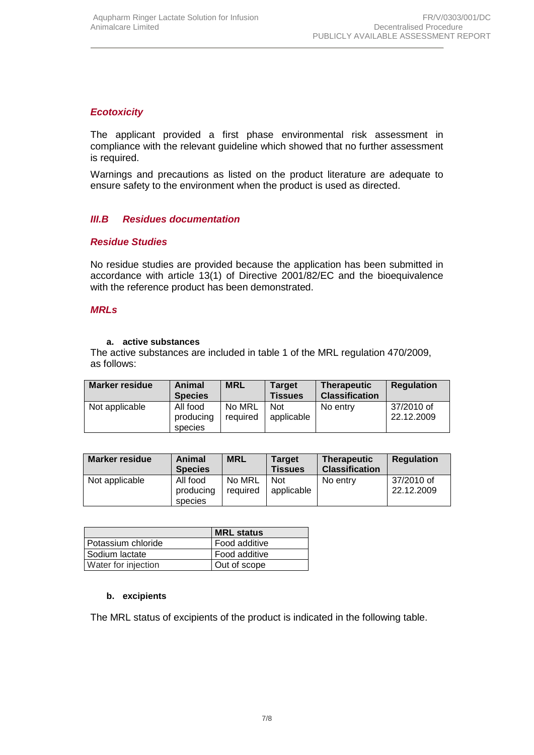### *Ecotoxicity*

The applicant provided a first phase environmental risk assessment in compliance with the relevant guideline which showed that no further assessment is required.

Warnings and precautions as listed on the product literature are adequate to ensure safety to the environment when the product is used as directed.

## *III.B Residues documentation*

### *Residue Studies*

No residue studies are provided because the application has been submitted in accordance with article 13(1) of Directive 2001/82/EC and the bioequivalence with the reference product has been demonstrated.

### *MRLs*

**a. active substances**

The active substances are included in table 1 of the MRL regulation 470/2009, as follows:

| Marker residue | Animal Species | MRL | Target Tissues | Therapeutic Classification | Regulation |
|---|---|---|---|---|---|
| Not applicable | All food producing species | No MRL required | Not applicable | No entry | 37/2010 of 22.12.2009 |

| Marker residue | Animal Species | MRL | Target Tissues | Therapeutic Classification | Regulation |
|---|---|---|---|---|---|
| Not applicable | All food producing species | No MRL required | Not applicable | No entry | 37/2010 of 22.12.2009 |

| | MRL status |
|---|---|
| Potassium chloride | Food additive |
| Sodium lactate | Food additive |
| Water for injection | Out of scope |

**b. excipients**

The MRL status of excipients of the product is indicated in the following table.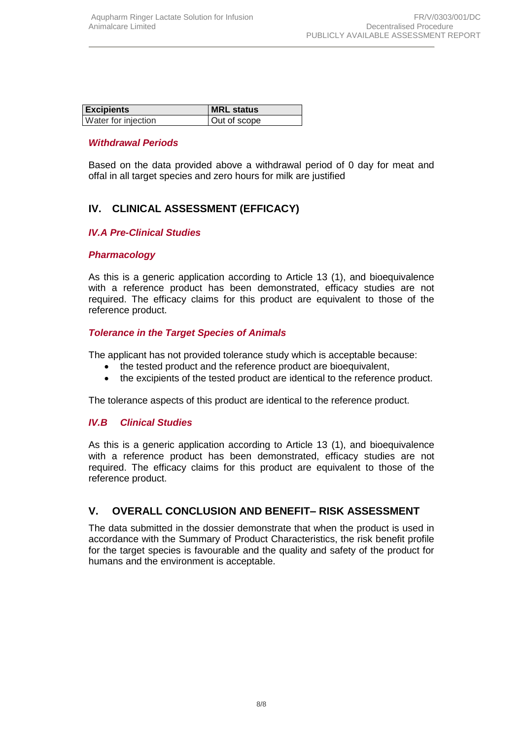| Excipients | MRL status |
|---|---|
| Water for injection | Out of scope |

### *Withdrawal Periods*

Based on the data provided above a withdrawal period of 0 day for meat and offal in all target species and zero hours for milk are justified

## IV. CLINICAL ASSESSMENT (EFFICACY)

### *IV.A Pre-Clinical Studies*

### *Pharmacology*

As this is a generic application according to Article 13 (1), and bioequivalence with a reference product has been demonstrated, efficacy studies are not required. The efficacy claims for this product are equivalent to those of the reference product.

### *Tolerance in the Target Species of Animals*

The applicant has not provided tolerance study which is acceptable because:

- the tested product and the reference product are bioequivalent,
- the excipients of the tested product are identical to the reference product.

The tolerance aspects of this product are identical to the reference product.

### *IV.B Clinical Studies*

As this is a generic application according to Article 13 (1), and bioequivalence with a reference product has been demonstrated, efficacy studies are not required. The efficacy claims for this product are equivalent to those of the reference product.

## V. OVERALL CONCLUSION AND BENEFIT– RISK ASSESSMENT

The data submitted in the dossier demonstrate that when the product is used in accordance with the Summary of Product Characteristics, the risk benefit profile for the target species is favourable and the quality and safety of the product for humans and the environment is acceptable.